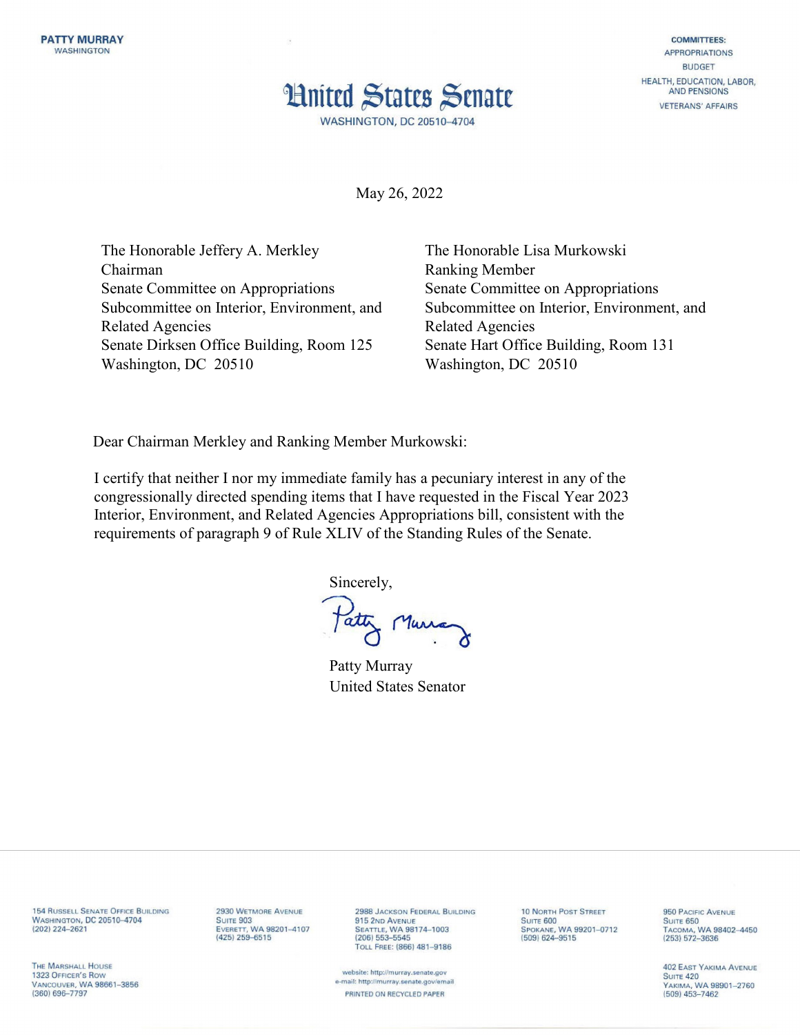PATTY MURRAY
WASHINGTON

COMMITTEES:
APPROPRIATIONS
BUDGET
HEALTH, EDUCATION, LABOR, AND PENSIONS
VETERANS' AFFAIRS

# United States Senate

WASHINGTON, DC 20510–4704

May 26, 2022

The Honorable Jeffery A. Merkley
Chairman
Senate Committee on Appropriations
Subcommittee on Interior, Environment, and Related Agencies
Senate Dirksen Office Building, Room 125
Washington, DC 20510

The Honorable Lisa Murkowski
Ranking Member
Senate Committee on Appropriations
Subcommittee on Interior, Environment, and Related Agencies
Senate Hart Office Building, Room 131
Washington, DC 20510

Dear Chairman Merkley and Ranking Member Murkowski:

I certify that neither I nor my immediate family has a pecuniary interest in any of the congressionally directed spending items that I have requested in the Fiscal Year 2023 Interior, Environment, and Related Agencies Appropriations bill, consistent with the requirements of paragraph 9 of Rule XLIV of the Standing Rules of the Senate.

Sincerely,

Patty Murray

Patty Murray
United States Senator

154 Russell Senate Office Building
Washington, DC 20510–4704
(202) 224–2621

2930 Wetmore Avenue
Suite 903
Everett, WA 98201–4107
(425) 259–6515

2988 Jackson Federal Building
915 2nd Avenue
Seattle, WA 98174–1003
(206) 553–5545
Toll Free: (866) 481–9186

10 North Post Street
Suite 600
Spokane, WA 99201–0712
(509) 624–9515

950 Pacific Avenue
Suite 650
Tacoma, WA 98402–4450
(253) 572–3636

The Marshall House
1323 Officer's Row
Vancouver, WA 98661–3856
(360) 696–7797

website: http://murray.senate.gov
e-mail: http://murray.senate.gov/email
PRINTED ON RECYCLED PAPER

402 East Yakima Avenue
Suite 420
Yakima, WA 98901–2760
(509) 453–7462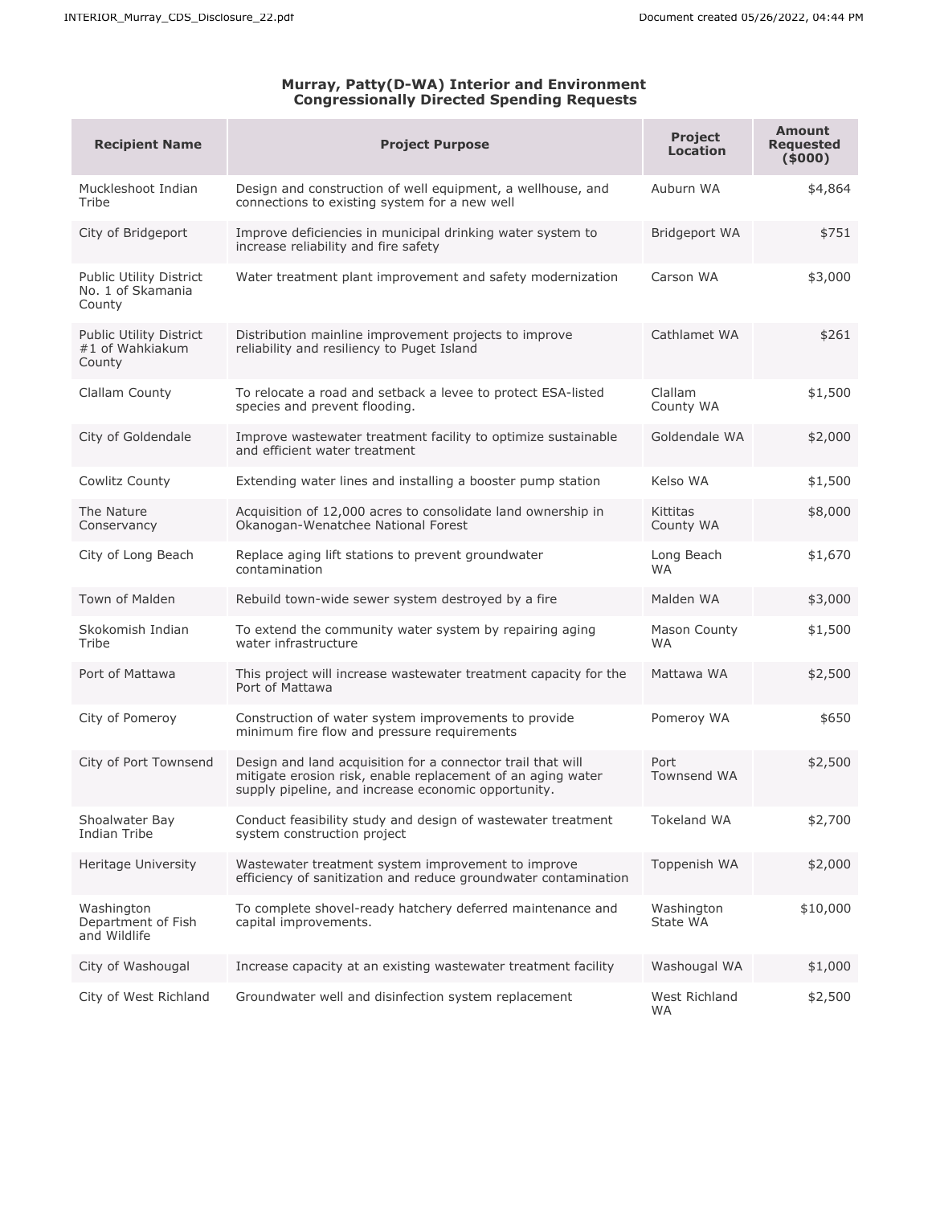## Murray, Patty(D-WA) Interior and Environment Congressionally Directed Spending Requests

| Recipient Name | Project Purpose | Project Location | Amount Requested ($000) |
| --- | --- | --- | --- |
| Muckleshoot Indian Tribe | Design and construction of well equipment, a wellhouse, and connections to existing system for a new well | Auburn WA | $4,864 |
| City of Bridgeport | Improve deficiencies in municipal drinking water system to increase reliability and fire safety | Bridgeport WA | $751 |
| Public Utility District No. 1 of Skamania County | Water treatment plant improvement and safety modernization | Carson WA | $3,000 |
| Public Utility District #1 of Wahkiakum County | Distribution mainline improvement projects to improve reliability and resiliency to Puget Island | Cathlamet WA | $261 |
| Clallam County | To relocate a road and setback a levee to protect ESA-listed species and prevent flooding. | Clallam County WA | $1,500 |
| City of Goldendale | Improve wastewater treatment facility to optimize sustainable and efficient water treatment | Goldendale WA | $2,000 |
| Cowlitz County | Extending water lines and installing a booster pump station | Kelso WA | $1,500 |
| The Nature Conservancy | Acquisition of 12,000 acres to consolidate land ownership in Okanogan-Wenatchee National Forest | Kittitas County WA | $8,000 |
| City of Long Beach | Replace aging lift stations to prevent groundwater contamination | Long Beach WA | $1,670 |
| Town of Malden | Rebuild town-wide sewer system destroyed by a fire | Malden WA | $3,000 |
| Skokomish Indian Tribe | To extend the community water system by repairing aging water infrastructure | Mason County WA | $1,500 |
| Port of Mattawa | This project will increase wastewater treatment capacity for the Port of Mattawa | Mattawa WA | $2,500 |
| City of Pomeroy | Construction of water system improvements to provide minimum fire flow and pressure requirements | Pomeroy WA | $650 |
| City of Port Townsend | Design and land acquisition for a connector trail that will mitigate erosion risk, enable replacement of an aging water supply pipeline, and increase economic opportunity. | Port Townsend WA | $2,500 |
| Shoalwater Bay Indian Tribe | Conduct feasibility study and design of wastewater treatment system construction project | Tokeland WA | $2,700 |
| Heritage University | Wastewater treatment system improvement to improve efficiency of sanitization and reduce groundwater contamination | Toppenish WA | $2,000 |
| Washington Department of Fish and Wildlife | To complete shovel-ready hatchery deferred maintenance and capital improvements. | Washington State WA | $10,000 |
| City of Washougal | Increase capacity at an existing wastewater treatment facility | Washougal WA | $1,000 |
| City of West Richland | Groundwater well and disinfection system replacement | West Richland WA | $2,500 |